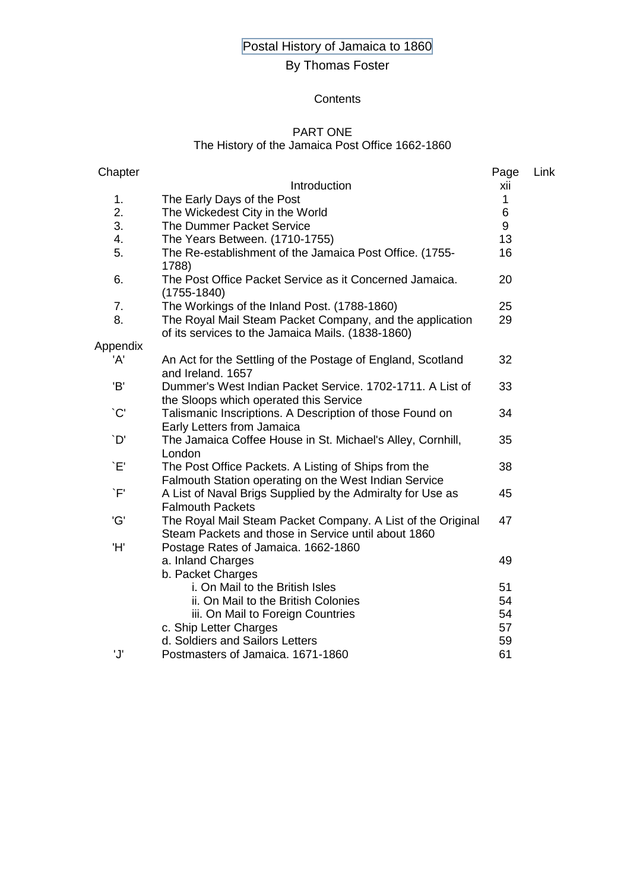# Postal History of Jamaica to 1860

## By Thomas Foster

### Contents

### PART ONE
### The History of the Jamaica Post Office 1662-1860

| Chapter | | Page | Link |
|---|---|---|---|
| | Introduction | xii | |
| 1. | The Early Days of the Post | 1 | |
| 2. | The Wickedest City in the World | 6 | |
| 3. | The Dummer Packet Service | 9 | |
| 4. | The Years Between. (1710-1755) | 13 | |
| 5. | The Re-establishment of the Jamaica Post Office. (1755-1788) | 16 | |
| 6. | The Post Office Packet Service as it Concerned Jamaica. (1755-1840) | 20 | |
| 7. | The Workings of the Inland Post. (1788-1860) | 25 | |
| 8. | The Royal Mail Steam Packet Company, and the application of its services to the Jamaica Mails. (1838-1860) | 29 | |
| Appendix | | | |
| 'A' | An Act for the Settling of the Postage of England, Scotland and Ireland. 1657 | 32 | |
| 'B' | Dummer's West Indian Packet Service. 1702-1711. A List of the Sloops which operated this Service | 33 | |
| `C' | Talismanic Inscriptions. A Description of those Found on Early Letters from Jamaica | 34 | |
| `D' | The Jamaica Coffee House in St. Michael's Alley, Cornhill, London | 35 | |
| `E' | The Post Office Packets. A Listing of Ships from the Falmouth Station operating on the West Indian Service | 38 | |
| `F' | A List of Naval Brigs Supplied by the Admiralty for Use as Falmouth Packets | 45 | |
| 'G' | The Royal Mail Steam Packet Company. A List of the Original Steam Packets and those in Service until about 1860 | 47 | |
| 'H' | Postage Rates of Jamaica. 1662-1860 | | |
| | a. Inland Charges | 49 | |
| | b. Packet Charges | | |
| | i. On Mail to the British Isles | 51 | |
| | ii. On Mail to the British Colonies | 54 | |
| | iii. On Mail to Foreign Countries | 54 | |
| | c. Ship Letter Charges | 57 | |
| | d. Soldiers and Sailors Letters | 59 | |
| 'J' | Postmasters of Jamaica. 1671-1860 | 61 | |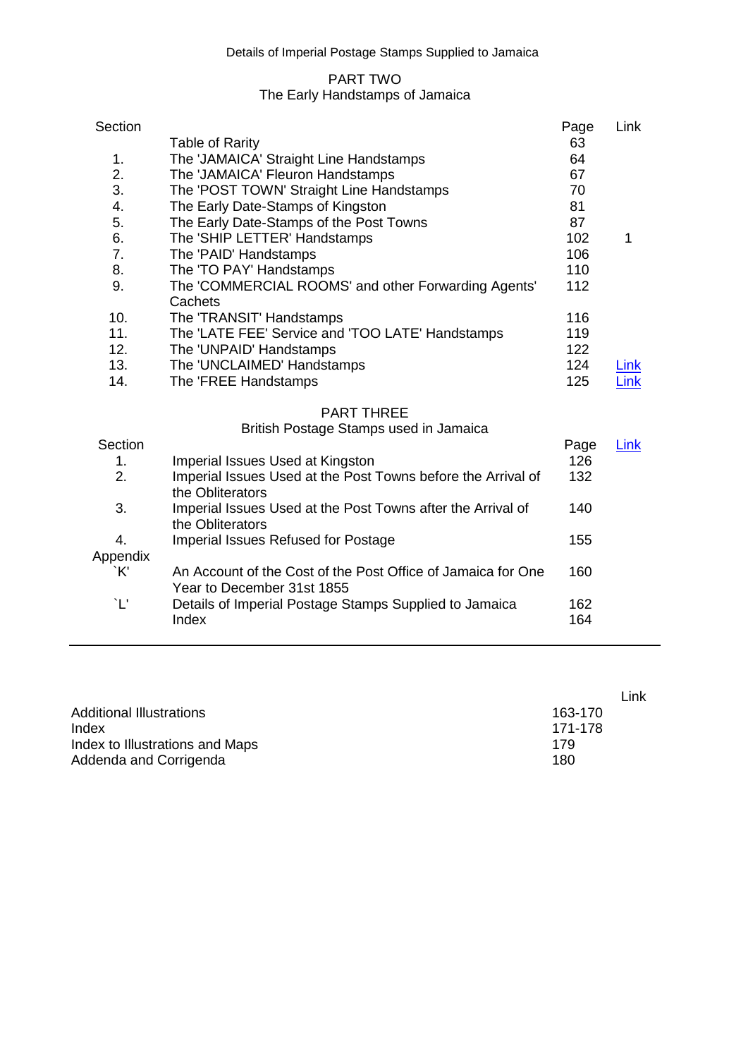Details of Imperial Postage Stamps Supplied to Jamaica

## PART TWO
## The Early Handstamps of Jamaica

| Section | | Page | Link |
|---|---|---|---|
| | Table of Rarity | 63 | |
| 1. | The 'JAMAICA' Straight Line Handstamps | 64 | |
| 2. | The 'JAMAICA' Fleuron Handstamps | 67 | |
| 3. | The 'POST TOWN' Straight Line Handstamps | 70 | |
| 4. | The Early Date-Stamps of Kingston | 81 | |
| 5. | The Early Date-Stamps of the Post Towns | 87 | |
| 6. | The 'SHIP LETTER' Handstamps | 102 | 1 |
| 7. | The 'PAID' Handstamps | 106 | |
| 8. | The 'TO PAY' Handstamps | 110 | |
| 9. | The 'COMMERCIAL ROOMS' and other Forwarding Agents' Cachets | 112 | |
| 10. | The 'TRANSIT' Handstamps | 116 | |
| 11. | The 'LATE FEE' Service and 'TOO LATE' Handstamps | 119 | |
| 12. | The 'UNPAID' Handstamps | 122 | |
| 13. | The 'UNCLAIMED' Handstamps | 124 | Link |
| 14. | The 'FREE Handstamps | 125 | Link |

## PART THREE
## British Postage Stamps used in Jamaica

| Section | | Page | Link |
|---|---|---|---|
| 1. | Imperial Issues Used at Kingston | 126 | |
| 2. | Imperial Issues Used at the Post Towns before the Arrival of the Obliterators | 132 | |
| 3. | Imperial Issues Used at the Post Towns after the Arrival of the Obliterators | 140 | |
| 4. | Imperial Issues Refused for Postage | 155 | |
| Appendix | | | |
| `K' | An Account of the Cost of the Post Office of Jamaica for One Year to December 31st 1855 | 160 | |
| `L' | Details of Imperial Postage Stamps Supplied to Jamaica | 162 | |
| | Index | 164 | |

---

| | | Link |
|---|---|---|
| Additional Illustrations | 163-170 | |
| Index | 171-178 | |
| Index to Illustrations and Maps | 179 | |
| Addenda and Corrigenda | 180 | |